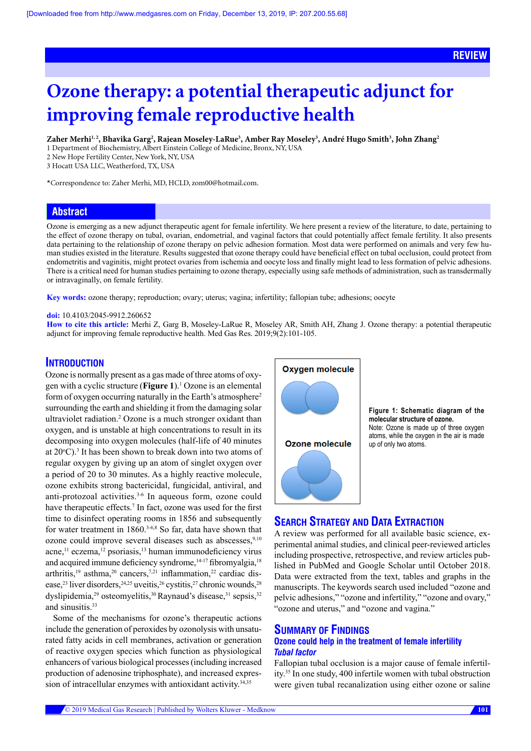REVIEW

# Ozone therapy: a potential therapeutic adjunct for improving female reproductive health

**Zaher Merhi[1,2], Bhavika Garg[2], Rajean Moseley-LaRue[3], Amber Ray Moseley[3], André Hugo Smith[3], John Zhang[2]**

1 Department of Biochemistry, Albert Einstein College of Medicine, Bronx, NY, USA
2 New Hope Fertility Center, New York, NY, USA
3 Hocatt USA LLC, Weatherford, TX, USA

*Correspondence to: Zaher Merhi, MD, HCLD, zom00@hotmail.com.

## Abstract

Ozone is emerging as a new adjunct therapeutic agent for female infertility. We here present a review of the literature, to date, pertaining to the effect of ozone therapy on tubal, ovarian, endometrial, and vaginal factors that could potentially affect female fertility. It also presents data pertaining to the relationship of ozone therapy on pelvic adhesion formation. Most data were performed on animals and very few human studies existed in the literature. Results suggested that ozone therapy could have beneficial effect on tubal occlusion, could protect from endometritis and vaginitis, might protect ovaries from ischemia and oocyte loss and finally might lead to less formation of pelvic adhesions. There is a critical need for human studies pertaining to ozone therapy, especially using safe methods of administration, such as transdermally or intravaginally, on female fertility.

**Key words:** ozone therapy; reproduction; ovary; uterus; vagina; infertility; fallopian tube; adhesions; oocyte

**doi:** 10.4103/2045-9912.260652

**How to cite this article:** Merhi Z, Garg B, Moseley-LaRue R, Moseley AR, Smith AH, Zhang J. Ozone therapy: a potential therapeutic adjunct for improving female reproductive health. Med Gas Res. 2019;9(2):101-105.

## Introduction

Ozone is normally present as a gas made of three atoms of oxygen with a cyclic structure (**Figure 1**).[1] Ozone is an elemental form of oxygen occurring naturally in the Earth's atmosphere[2] surrounding the earth and shielding it from the damaging solar ultraviolet radiation.[2] Ozone is a much stronger oxidant than oxygen, and is unstable at high concentrations to result in its decomposing into oxygen molecules (half-life of 40 minutes at 20°C).[3] It has been shown to break down into two atoms of regular oxygen by giving up an atom of singlet oxygen over a period of 20 to 30 minutes. As a highly reactive molecule, ozone exhibits strong bactericidal, fungicidal, antiviral, and anti-protozoal activities.[3-6] In aqueous form, ozone could have therapeutic effects.[7] In fact, ozone was used for the first time to disinfect operating rooms in 1856 and subsequently for water treatment in 1860.[3-6,8] So far, data have shown that ozone could improve several diseases such as abscesses,[9,10] acne,[11] eczema,[12] psoriasis,[13] human immunodeficiency virus and acquired immune deficiency syndrome,[14-17] fibromyalgia,[18] arthritis,[19] asthma,[20] cancers,[7,21] inflammation,[22] cardiac disease,[23] liver disorders,[24,25] uveitis,[26] cystitis,[27] chronic wounds,[28] dyslipidemia,[29] osteomyelitis,[30] Raynaud's disease,[31] sepsis,[32] and sinusitis.[33]

Some of the mechanisms for ozone's therapeutic actions include the generation of peroxides by ozonolysis with unsaturated fatty acids in cell membranes, activation or generation of reactive oxygen species which function as physiological enhancers of various biological processes (including increased production of adenosine triphosphate), and increased expression of intracellular enzymes with antioxidant activity.[34,35]

Oxygen molecule

Ozone molecule

**Figure 1: Schematic diagram of the molecular structure of ozone.**
Note: Ozone is made up of three oxygen atoms, while the oxygen in the air is made up of only two atoms.

## Search Strategy and Data Extraction

A review was performed for all available basic science, experimental animal studies, and clinical peer-reviewed articles including prospective, retrospective, and review articles published in PubMed and Google Scholar until October 2018. Data were extracted from the text, tables and graphs in the manuscripts. The keywords search used included "ozone and pelvic adhesions," "ozone and infertility," "ozone and ovary," "ozone and uterus," and "ozone and vagina."

## Summary of Findings

### Ozone could help in the treatment of female infertility

#### *Tubal factor*

Fallopian tubal occlusion is a major cause of female infertility.[35] In one study, 400 infertile women with tubal obstruction were given tubal recanalization using either ozone or saline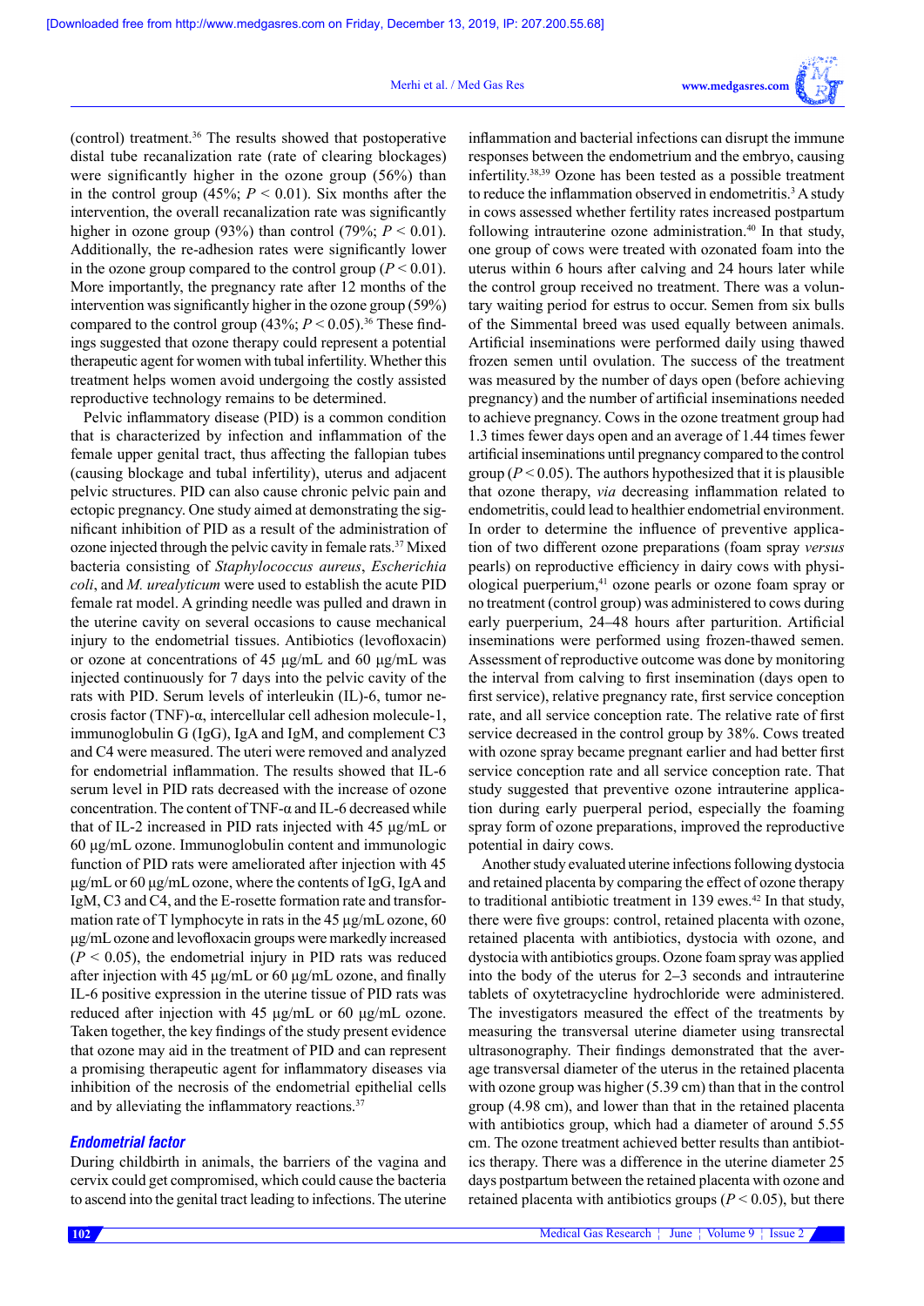(control) treatment.[36] The results showed that postoperative distal tube recanalization rate (rate of clearing blockages) were significantly higher in the ozone group (56%) than in the control group (45%; $P < 0.01$). Six months after the intervention, the overall recanalization rate was significantly higher in ozone group (93%) than control (79%; $P < 0.01$). Additionally, the re-adhesion rates were significantly lower in the ozone group compared to the control group ($P < 0.01$). More importantly, the pregnancy rate after 12 months of the intervention was significantly higher in the ozone group (59%) compared to the control group (43%; $P < 0.05$).[36] These findings suggested that ozone therapy could represent a potential therapeutic agent for women with tubal infertility. Whether this treatment helps women avoid undergoing the costly assisted reproductive technology remains to be determined.

Pelvic inflammatory disease (PID) is a common condition that is characterized by infection and inflammation of the female upper genital tract, thus affecting the fallopian tubes (causing blockage and tubal infertility), uterus and adjacent pelvic structures. PID can also cause chronic pelvic pain and ectopic pregnancy. One study aimed at demonstrating the significant inhibition of PID as a result of the administration of ozone injected through the pelvic cavity in female rats.[37] Mixed bacteria consisting of *Staphylococcus aureus*, *Escherichia coli*, and *M. urealyticum* were used to establish the acute PID female rat model. A grinding needle was pulled and drawn in the uterine cavity on several occasions to cause mechanical injury to the endometrial tissues. Antibiotics (levofloxacin) or ozone at concentrations of 45 μg/mL and 60 μg/mL was injected continuously for 7 days into the pelvic cavity of the rats with PID. Serum levels of interleukin (IL)-6, tumor necrosis factor (TNF)-α, intercellular cell adhesion molecule-1, immunoglobulin G (IgG), IgA and IgM, and complement C3 and C4 were measured. The uteri were removed and analyzed for endometrial inflammation. The results showed that IL-6 serum level in PID rats decreased with the increase of ozone concentration. The content of TNF-α and IL-6 decreased while that of IL-2 increased in PID rats injected with 45 μg/mL or 60 μg/mL ozone. Immunoglobulin content and immunologic function of PID rats were ameliorated after injection with 45 μg/mL or 60 μg/mL ozone, where the contents of IgG, IgA and IgM, C3 and C4, and the E-rosette formation rate and transformation rate of T lymphocyte in rats in the 45 μg/mL ozone, 60 μg/mL ozone and levofloxacin groups were markedly increased ($P < 0.05$), the endometrial injury in PID rats was reduced after injection with 45 μg/mL or 60 μg/mL ozone, and finally IL-6 positive expression in the uterine tissue of PID rats was reduced after injection with 45 μg/mL or 60 μg/mL ozone. Taken together, the key findings of the study present evidence that ozone may aid in the treatment of PID and can represent a promising therapeutic agent for inflammatory diseases via inhibition of the necrosis of the endometrial epithelial cells and by alleviating the inflammatory reactions.[37]

### *Endometrial factor*

During childbirth in animals, the barriers of the vagina and cervix could get compromised, which could cause the bacteria to ascend into the genital tract leading to infections. The uterine inflammation and bacterial infections can disrupt the immune responses between the endometrium and the embryo, causing infertility.[38,39] Ozone has been tested as a possible treatment to reduce the inflammation observed in endometritis.[3] A study in cows assessed whether fertility rates increased postpartum following intrauterine ozone administration.[40] In that study, one group of cows were treated with ozonated foam into the uterus within 6 hours after calving and 24 hours later while the control group received no treatment. There was a voluntary waiting period for estrus to occur. Semen from six bulls of the Simmental breed was used equally between animals. Artificial inseminations were performed daily using thawed frozen semen until ovulation. The success of the treatment was measured by the number of days open (before achieving pregnancy) and the number of artificial inseminations needed to achieve pregnancy. Cows in the ozone treatment group had 1.3 times fewer days open and an average of 1.44 times fewer artificial inseminations until pregnancy compared to the control group ($P < 0.05$). The authors hypothesized that it is plausible that ozone therapy, *via* decreasing inflammation related to endometritis, could lead to healthier endometrial environment. In order to determine the influence of preventive application of two different ozone preparations (foam spray *versus* pearls) on reproductive efficiency in dairy cows with physiological puerperium,[41] ozone pearls or ozone foam spray or no treatment (control group) was administered to cows during early puerperium, 24–48 hours after parturition. Artificial inseminations were performed using frozen-thawed semen. Assessment of reproductive outcome was done by monitoring the interval from calving to first insemination (days open to first service), relative pregnancy rate, first service conception rate, and all service conception rate. The relative rate of first service decreased in the control group by 38%. Cows treated with ozone spray became pregnant earlier and had better first service conception rate and all service conception rate. That study suggested that preventive ozone intrauterine application during early puerperal period, especially the foaming spray form of ozone preparations, improved the reproductive potential in dairy cows.

Another study evaluated uterine infections following dystocia and retained placenta by comparing the effect of ozone therapy to traditional antibiotic treatment in 139 ewes.[42] In that study, there were five groups: control, retained placenta with ozone, retained placenta with antibiotics, dystocia with ozone, and dystocia with antibiotics groups. Ozone foam spray was applied into the body of the uterus for 2–3 seconds and intrauterine tablets of oxytetracycline hydrochloride were administered. The investigators measured the effect of the treatments by measuring the transversal uterine diameter using transrectal ultrasonography. Their findings demonstrated that the average transversal diameter of the uterus in the retained placenta with ozone group was higher (5.39 cm) than that in the control group (4.98 cm), and lower than that in the retained placenta with antibiotics group, which had a diameter of around 5.55 cm. The ozone treatment achieved better results than antibiotics therapy. There was a difference in the uterine diameter 25 days postpartum between the retained placenta with ozone and retained placenta with antibiotics groups ($P < 0.05$), but there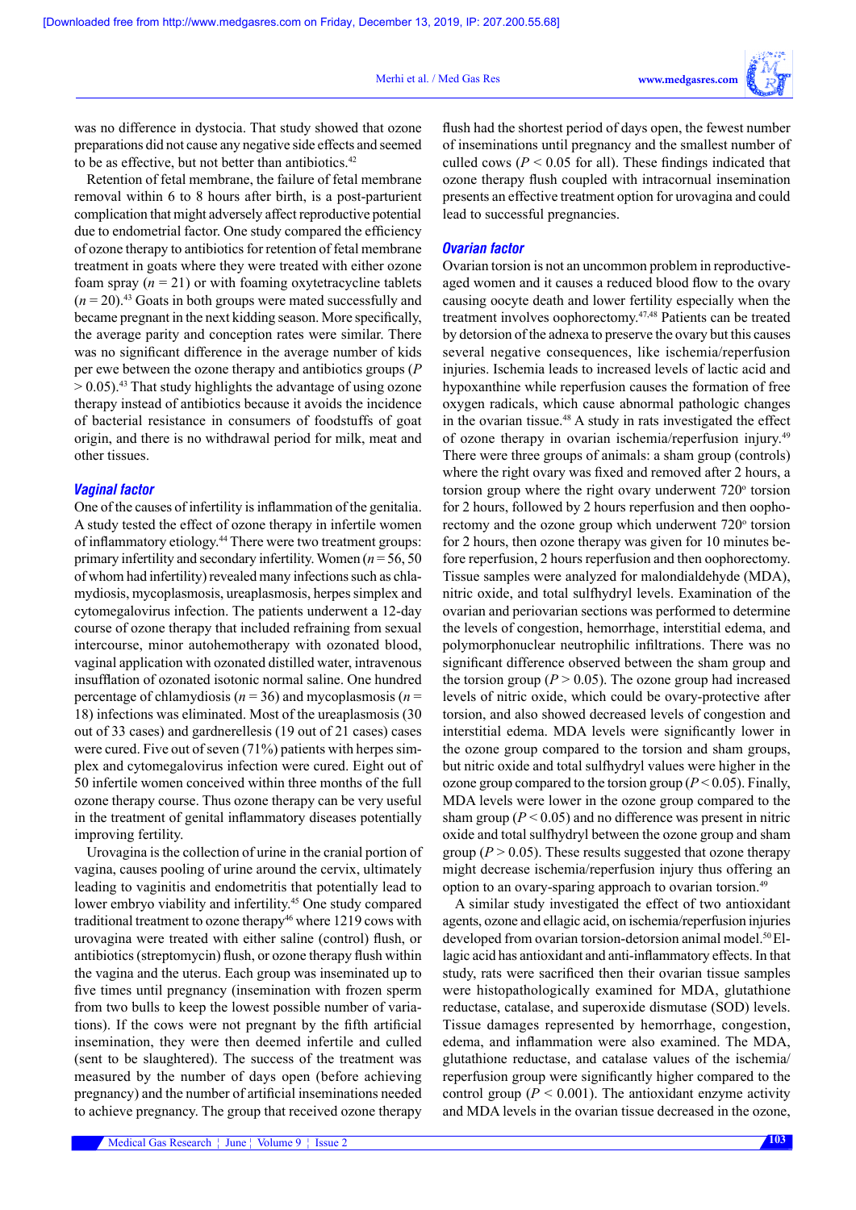was no difference in dystocia. That study showed that ozone preparations did not cause any negative side effects and seemed to be as effective, but not better than antibiotics.[42]

Retention of fetal membrane, the failure of fetal membrane removal within 6 to 8 hours after birth, is a post-parturient complication that might adversely affect reproductive potential due to endometrial factor. One study compared the efficiency of ozone therapy to antibiotics for retention of fetal membrane treatment in goats where they were treated with either ozone foam spray ($n = 21$) or with foaming oxytetracycline tablets ($n = 20$).[43] Goats in both groups were mated successfully and became pregnant in the next kidding season. More specifically, the average parity and conception rates were similar. There was no significant difference in the average number of kids per ewe between the ozone therapy and antibiotics groups ($P > 0.05$).[43] That study highlights the advantage of using ozone therapy instead of antibiotics because it avoids the incidence of bacterial resistance in consumers of foodstuffs of goat origin, and there is no withdrawal period for milk, meat and other tissues.

### Vaginal factor

One of the causes of infertility is inflammation of the genitalia. A study tested the effect of ozone therapy in infertile women of inflammatory etiology.[44] There were two treatment groups: primary infertility and secondary infertility. Women ($n = 56$, 50 of whom had infertility) revealed many infections such as chlamydiosis, mycoplasmosis, ureaplasmosis, herpes simplex and cytomegalovirus infection. The patients underwent a 12-day course of ozone therapy that included refraining from sexual intercourse, minor autohemotherapy with ozonated blood, vaginal application with ozonated distilled water, intravenous insufflation of ozonated isotonic normal saline. One hundred percentage of chlamydiosis ($n = 36$) and mycoplasmosis ($n = 18$) infections was eliminated. Most of the ureaplasmosis (30 out of 33 cases) and gardnerellesis (19 out of 21 cases) cases were cured. Five out of seven (71%) patients with herpes simplex and cytomegalovirus infection were cured. Eight out of 50 infertile women conceived within three months of the full ozone therapy course. Thus ozone therapy can be very useful in the treatment of genital inflammatory diseases potentially improving fertility.

Urovagina is the collection of urine in the cranial portion of vagina, causes pooling of urine around the cervix, ultimately leading to vaginitis and endometritis that potentially lead to lower embryo viability and infertility.[45] One study compared traditional treatment to ozone therapy[46] where 1219 cows with urovagina were treated with either saline (control) flush, or antibiotics (streptomycin) flush, or ozone therapy flush within the vagina and the uterus. Each group was inseminated up to five times until pregnancy (insemination with frozen sperm from two bulls to keep the lowest possible number of variations). If the cows were not pregnant by the fifth artificial insemination, they were then deemed infertile and culled (sent to be slaughtered). The success of the treatment was measured by the number of days open (before achieving pregnancy) and the number of artificial inseminations needed to achieve pregnancy. The group that received ozone therapy flush had the shortest period of days open, the fewest number of inseminations until pregnancy and the smallest number of culled cows ($P < 0.05$ for all). These findings indicated that ozone therapy flush coupled with intracornual insemination presents an effective treatment option for urovagina and could lead to successful pregnancies.

### Ovarian factor

Ovarian torsion is not an uncommon problem in reproductive-aged women and it causes a reduced blood flow to the ovary causing oocyte death and lower fertility especially when the treatment involves oophorectomy.[47,48] Patients can be treated by detorsion of the adnexa to preserve the ovary but this causes several negative consequences, like ischemia/reperfusion injuries. Ischemia leads to increased levels of lactic acid and hypoxanthine while reperfusion causes the formation of free oxygen radicals, which cause abnormal pathologic changes in the ovarian tissue.[48] A study in rats investigated the effect of ozone therapy in ovarian ischemia/reperfusion injury.[49] There were three groups of animals: a sham group (controls) where the right ovary was fixed and removed after 2 hours, a torsion group where the right ovary underwent 720° torsion for 2 hours, followed by 2 hours reperfusion and then oophorectomy and the ozone group which underwent 720° torsion for 2 hours, then ozone therapy was given for 10 minutes before reperfusion, 2 hours reperfusion and then oophorectomy. Tissue samples were analyzed for malondialdehyde (MDA), nitric oxide, and total sulfhydryl levels. Examination of the ovarian and periovarian sections was performed to determine the levels of congestion, hemorrhage, interstitial edema, and polymorphonuclear neutrophilic infiltrations. There was no significant difference observed between the sham group and the torsion group ($P > 0.05$). The ozone group had increased levels of nitric oxide, which could be ovary-protective after torsion, and also showed decreased levels of congestion and interstitial edema. MDA levels were significantly lower in the ozone group compared to the torsion and sham groups, but nitric oxide and total sulfhydryl values were higher in the ozone group compared to the torsion group ($P < 0.05$). Finally, MDA levels were lower in the ozone group compared to the sham group ($P < 0.05$) and no difference was present in nitric oxide and total sulfhydryl between the ozone group and sham group ($P > 0.05$). These results suggested that ozone therapy might decrease ischemia/reperfusion injury thus offering an option to an ovary-sparing approach to ovarian torsion.[49]

A similar study investigated the effect of two antioxidant agents, ozone and ellagic acid, on ischemia/reperfusion injuries developed from ovarian torsion-detorsion animal model.[50] Ellagic acid has antioxidant and anti-inflammatory effects. In that study, rats were sacrificed then their ovarian tissue samples were histopathologically examined for MDA, glutathione reductase, catalase, and superoxide dismutase (SOD) levels. Tissue damages represented by hemorrhage, congestion, edema, and inflammation were also examined. The MDA, glutathione reductase, and catalase values of the ischemia/reperfusion group were significantly higher compared to the control group ($P < 0.001$). The antioxidant enzyme activity and MDA levels in the ovarian tissue decreased in the ozone,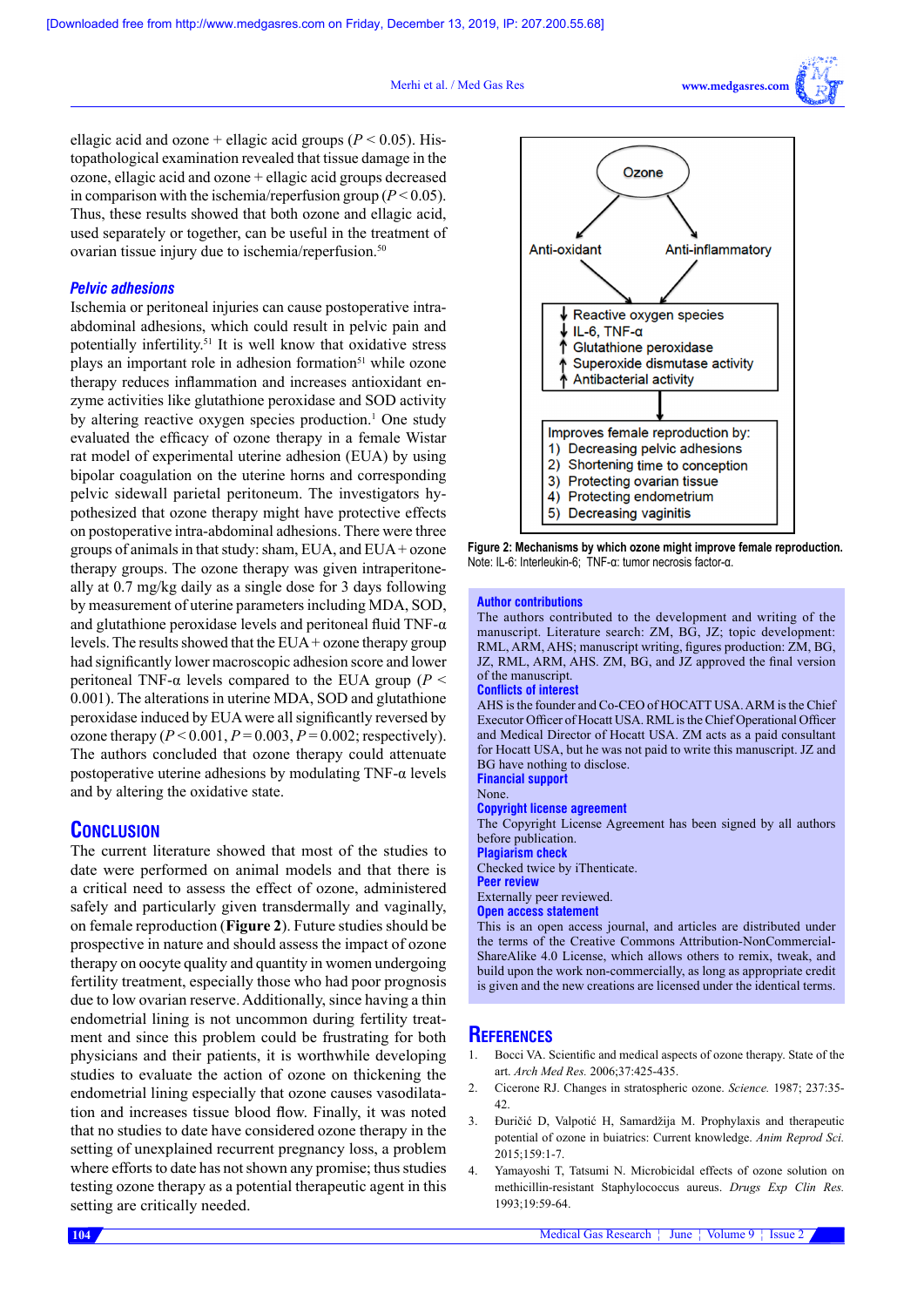ellagic acid and ozone + ellagic acid groups ($P < 0.05$). Histopathological examination revealed that tissue damage in the ozone, ellagic acid and ozone + ellagic acid groups decreased in comparison with the ischemia/reperfusion group ($P < 0.05$). Thus, these results showed that both ozone and ellagic acid, used separately or together, can be useful in the treatment of ovarian tissue injury due to ischemia/reperfusion.[50]

### Pelvic adhesions

Ischemia or peritoneal injuries can cause postoperative intra-abdominal adhesions, which could result in pelvic pain and potentially infertility.[51] It is well know that oxidative stress plays an important role in adhesion formation[51] while ozone therapy reduces inflammation and increases antioxidant enzyme activities like glutathione peroxidase and SOD activity by altering reactive oxygen species production.[1] One study evaluated the efficacy of ozone therapy in a female Wistar rat model of experimental uterine adhesion (EUA) by using bipolar coagulation on the uterine horns and corresponding pelvic sidewall parietal peritoneum. The investigators hypothesized that ozone therapy might have protective effects on postoperative intra-abdominal adhesions. There were three groups of animals in that study: sham, EUA, and EUA + ozone therapy groups. The ozone therapy was given intraperitoneally at 0.7 mg/kg daily as a single dose for 3 days following by measurement of uterine parameters including MDA, SOD, and glutathione peroxidase levels and peritoneal fluid TNF-α levels. The results showed that the EUA + ozone therapy group had significantly lower macroscopic adhesion score and lower peritoneal TNF-α levels compared to the EUA group ($P < 0.001$). The alterations in uterine MDA, SOD and glutathione peroxidase induced by EUA were all significantly reversed by ozone therapy ($P < 0.001$, $P = 0.003$, $P = 0.002$; respectively). The authors concluded that ozone therapy could attenuate postoperative uterine adhesions by modulating TNF-α levels and by altering the oxidative state.

## Conclusion

The current literature showed that most of the studies to date were performed on animal models and that there is a critical need to assess the effect of ozone, administered safely and particularly given transdermally and vaginally, on female reproduction (**Figure 2**). Future studies should be prospective in nature and should assess the impact of ozone therapy on oocyte quality and quantity in women undergoing fertility treatment, especially those who had poor prognosis due to low ovarian reserve. Additionally, since having a thin endometrial lining is not uncommon during fertility treatment and since this problem could be frustrating for both physicians and their patients, it is worthwhile developing studies to evaluate the action of ozone on thickening the endometrial lining especially that ozone causes vasodilatation and increases tissue blood flow. Finally, it was noted that no studies to date have considered ozone therapy in the setting of unexplained recurrent pregnancy loss, a problem where efforts to date has not shown any promise; thus studies testing ozone therapy as a potential therapeutic agent in this setting are critically needed.

Ozone → Anti-oxidant; Anti-inflammatory

↓ Reactive oxygen species
↓ IL-6, TNF-α
↑ Glutathione peroxidase
↑ Superoxide dismutase activity
↑ Antibacterial activity

Improves female reproduction by:
1) Decreasing pelvic adhesions
2) Shortening time to conception
3) Protecting ovarian tissue
4) Protecting endometrium
5) Decreasing vaginitis

**Figure 2: Mechanisms by which ozone might improve female reproduction.**
Note: IL-6: Interleukin-6; TNF-α: tumor necrosis factor-α.

**Author contributions**
The authors contributed to the development and writing of the manuscript. Literature search: ZM, BG, JZ; topic development: RML, ARM, AHS; manuscript writing, figures production: ZM, BG, JZ, RML, ARM, AHS. ZM, BG, and JZ approved the final version of the manuscript.

**Conflicts of interest**
AHS is the founder and Co-CEO of HOCATT USA. ARM is the Chief Executive Officer of Hocatt USA. RML is the Chief Operational Officer and Medical Director of Hocatt USA. ZM acts as a paid consultant for Hocatt USA, but he was not paid to write this manuscript. JZ and BG have nothing to disclose.

**Financial support**
None.

**Copyright license agreement**
The Copyright License Agreement has been signed by all authors before publication.

**Plagiarism check**
Checked twice by iThenticate.

**Peer review**
Externally peer reviewed.

**Open access statement**
This is an open access journal, and articles are distributed under the terms of the Creative Commons Attribution-NonCommercial-ShareAlike 4.0 License, which allows others to remix, tweak, and build upon the work non-commercially, as long as appropriate credit is given and the new creations are licensed under the identical terms.

## References

1. Bocci VA. Scientific and medical aspects of ozone therapy. State of the art. *Arch Med Res.* 2006;37:425-435.
2. Cicerone RJ. Changes in stratospheric ozone. *Science.* 1987; 237:35-42.
3. Đuričić D, Valpotić H, Samardžija M. Prophylaxis and therapeutic potential of ozone in buiatrics: Current knowledge. *Anim Reprod Sci.* 2015;159:1-7.
4. Yamayoshi T, Tatsumi N. Microbicidal effects of ozone solution on methicillin-resistant Staphylococcus aureus. *Drugs Exp Clin Res.* 1993;19:59-64.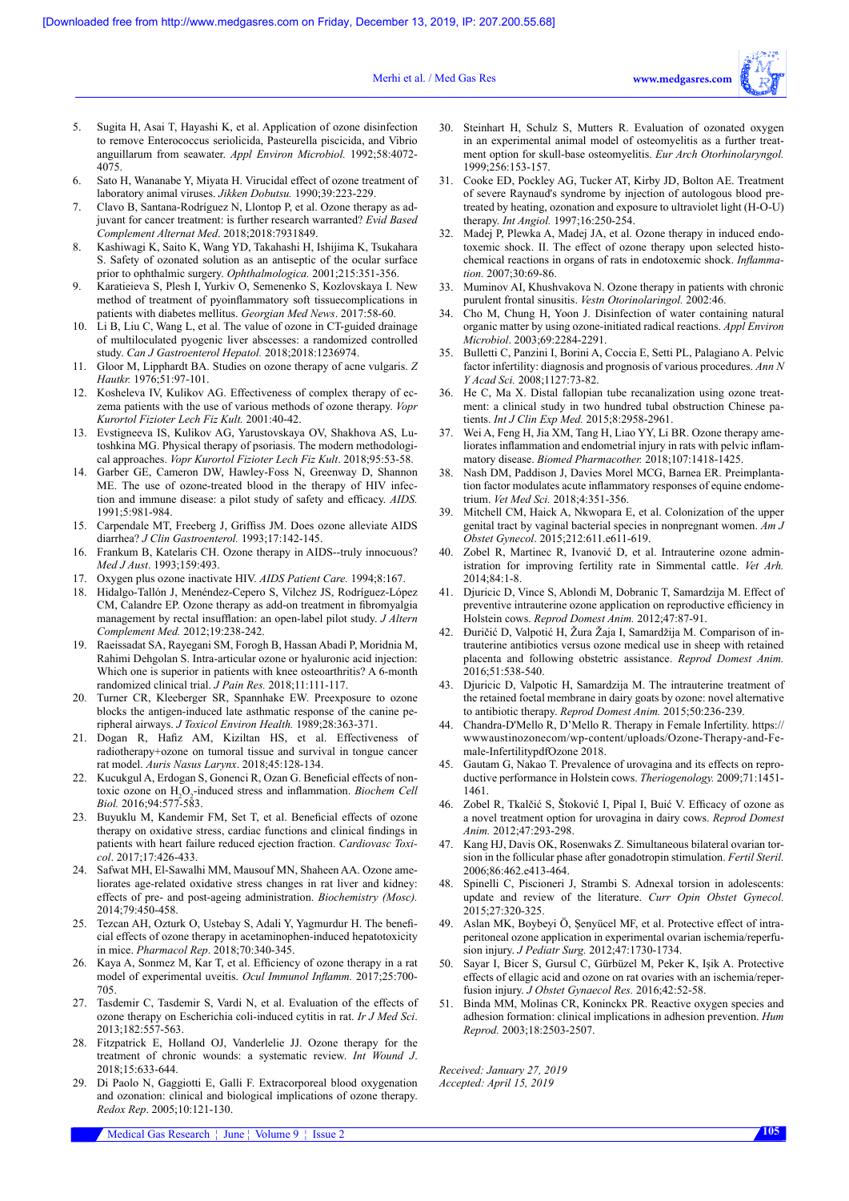5. Sugita H, Asai T, Hayashi K, et al. Application of ozone disinfection to remove Enterococcus seriolicida, Pasteurella piscicida, and Vibrio anguillarum from seawater. *Appl Environ Microbiol.* 1992;58:4072-4075.
6. Sato H, Wananabe Y, Miyata H. Virucidal effect of ozone treatment of laboratory animal viruses. *Jikken Dobutsu.* 1990;39:223-229.
7. Clavo B, Santana-Rodríguez N, Llontop P, et al. Ozone therapy as adjuvant for cancer treatment: is further research warranted? *Evid Based Complement Alternat Med*. 2018;2018:7931849.
8. Kashiwagi K, Saito K, Wang YD, Takahashi H, Ishijima K, Tsukahara S. Safety of ozonated solution as an antiseptic of the ocular surface prior to ophthalmic surgery. *Ophthalmologica.* 2001;215:351-356.
9. Karatieieva S, Plesh I, Yurkiv O, Semenenko S, Kozlovskaya I. New method of treatment of pyoinflammatory soft tissuecomplications in patients with diabetes mellitus. *Georgian Med News*. 2017:58-60.
10. Li B, Liu C, Wang L, et al. The value of ozone in CT-guided drainage of multiloculated pyogenic liver abscesses: a randomized controlled study. *Can J Gastroenterol Hepatol.* 2018;2018:1236974.
11. Gloor M, Lipphardt BA. Studies on ozone therapy of acne vulgaris. *Z Hautkr.* 1976;51:97-101.
12. Kosheleva IV, Kulikov AG. Effectiveness of complex therapy of eczema patients with the use of various methods of ozone therapy. *Vopr Kurortol Fizioter Lech Fiz Kult.* 2001:40-42.
13. Evstigneeva IS, Kulikov AG, Yarustovskaya OV, Shakhova AS, Lutoshkina MG. Physical therapy of psoriasis. The modern methodological approaches. *Vopr Kurortol Fizioter Lech Fiz Kult*. 2018;95:53-58.
14. Garber GE, Cameron DW, Hawley-Foss N, Greenway D, Shannon ME. The use of ozone-treated blood in the therapy of HIV infection and immune disease: a pilot study of safety and efficacy. *AIDS.* 1991;5:981-984.
15. Carpendale MT, Freeberg J, Griffiss JM. Does ozone alleviate AIDS diarrhea? *J Clin Gastroenterol.* 1993;17:142-145.
16. Frankum B, Katelaris CH. Ozone therapy in AIDS--truly innocuous? *Med J Aust*. 1993;159:493.
17. Oxygen plus ozone inactivate HIV. *AIDS Patient Care.* 1994;8:167.
18. Hidalgo-Tallón J, Menéndez-Cepero S, Vilchez JS, Rodríguez-López CM, Calandre EP. Ozone therapy as add-on treatment in fibromyalgia management by rectal insufflation: an open-label pilot study. *J Altern Complement Med.* 2012;19:238-242.
19. Raeissadat SA, Rayegani SM, Forogh B, Hassan Abadi P, Moridnia M, Rahimi Dehgolan S. Intra-articular ozone or hyaluronic acid injection: Which one is superior in patients with knee osteoarthritis? A 6-month randomized clinical trial. *J Pain Res.* 2018;11:111-117.
20. Turner CR, Kleeberger SR, Spannhake EW. Preexposure to ozone blocks the antigen-induced late asthmatic response of the canine peripheral airways. *J Toxicol Environ Health.* 1989;28:363-371.
21. Dogan R, Hafiz AM, Kiziltan HS, et al. Effectiveness of radiotherapy+ozone on tumoral tissue and survival in tongue cancer rat model. *Auris Nasus Larynx*. 2018;45:128-134.
22. Kucukgul A, Erdogan S, Gonenci R, Ozan G. Beneficial effects of nontoxic ozone on $H_2O_2$-induced stress and inflammation. *Biochem Cell Biol.* 2016;94:577-583.
23. Buyuklu M, Kandemir FM, Set T, et al. Beneficial effects of ozone therapy on oxidative stress, cardiac functions and clinical findings in patients with heart failure reduced ejection fraction. *Cardiovasc Toxicol*. 2017;17:426-433.
24. Safwat MH, El-Sawalhi MM, Mausouf MN, Shaheen AA. Ozone ameliorates age-related oxidative stress changes in rat liver and kidney: effects of pre- and post-ageing administration. *Biochemistry (Mosc).* 2014;79:450-458.
25. Tezcan AH, Ozturk O, Ustebay S, Adali Y, Yagmurdur H. The beneficial effects of ozone therapy in acetaminophen-induced hepatotoxicity in mice. *Pharmacol Rep*. 2018;70:340-345.
26. Kaya A, Sonmez M, Kar T, et al. Efficiency of ozone therapy in a rat model of experimental uveitis. *Ocul Immunol Inflamm.* 2017;25:700-705.
27. Tasdemir C, Tasdemir S, Vardi N, et al. Evaluation of the effects of ozone therapy on Escherichia coli-induced cytitis in rat. *Ir J Med Sci*. 2013;182:557-563.
28. Fitzpatrick E, Holland OJ, Vanderlelie JJ. Ozone therapy for the treatment of chronic wounds: a systematic review. *Int Wound J*. 2018;15:633-644.
29. Di Paolo N, Gaggiotti E, Galli F. Extracorporeal blood oxygenation and ozonation: clinical and biological implications of ozone therapy. *Redox Rep*. 2005;10:121-130.
30. Steinhart H, Schulz S, Mutters R. Evaluation of ozonated oxygen in an experimental animal model of osteomyelitis as a further treatment option for skull-base osteomyelitis. *Eur Arch Otorhinolaryngol.* 1999;256:153-157.
31. Cooke ED, Pockley AG, Tucker AT, Kirby JD, Bolton AE. Treatment of severe Raynaud's syndrome by injection of autologous blood pretreated by heating, ozonation and exposure to ultraviolet light (H-O-U) therapy. *Int Angiol.* 1997;16:250-254.
32. Madej P, Plewka A, Madej JA, et al. Ozone therapy in induced endotoxemic shock. II. The effect of ozone therapy upon selected histochemical reactions in organs of rats in endotoxemic shock. *Inflammation.* 2007;30:69-86.
33. Muminov AI, Khushvakova N. Ozone therapy in patients with chronic purulent frontal sinusitis. *Vestn Otorinolaringol.* 2002:46.
34. Cho M, Chung H, Yoon J. Disinfection of water containing natural organic matter by using ozone-initiated radical reactions. *Appl Environ Microbiol*. 2003;69:2284-2291.
35. Bulletti C, Panzini I, Borini A, Coccia E, Setti PL, Palagiano A. Pelvic factor infertility: diagnosis and prognosis of various procedures. *Ann N Y Acad Sci.* 2008;1127:73-82.
36. He C, Ma X. Distal fallopian tube recanalization using ozone treatment: a clinical study in two hundred tubal obstruction Chinese patients. *Int J Clin Exp Med.* 2015;8:2958-2961.
37. Wei A, Feng H, Jia XM, Tang H, Liao YY, Li BR. Ozone therapy ameliorates inflammation and endometrial injury in rats with pelvic inflammatory disease. *Biomed Pharmacother.* 2018;107:1418-1425.
38. Nash DM, Paddison J, Davies Morel MCG, Barnea ER. Preimplantation factor modulates acute inflammatory responses of equine endometrium. *Vet Med Sci.* 2018;4:351-356.
39. Mitchell CM, Haick A, Nkwopara E, et al. Colonization of the upper genital tract by vaginal bacterial species in nonpregnant women. *Am J Obstet Gynecol*. 2015;212:611.e611-619.
40. Zobel R, Martinec R, Ivanović D, et al. Intrauterine ozone administration for improving fertility rate in Simmental cattle. *Vet Arh.* 2014;84:1-8.
41. Djuricic D, Vince S, Ablondi M, Dobranic T, Samardzija M. Effect of preventive intrauterine ozone application on reproductive efficiency in Holstein cows. *Reprod Domest Anim.* 2012;47:87-91.
42. Đuričić D, Valpotić H, Žura Žaja I, Samardžija M. Comparison of intrauterine antibiotics versus ozone medical use in sheep with retained placenta and following obstetric assistance. *Reprod Domest Anim.* 2016;51:538-540.
43. Djuricic D, Valpotic H, Samardzija M. The intrauterine treatment of the retained foetal membrane in dairy goats by ozone: novel alternative to antibiotic therapy. *Reprod Domest Anim.* 2015;50:236-239.
44. Chandra-D'Mello R, D'Mello R. Therapy in Female Infertility. https://wwwaustinozonecom/wp-content/uploads/Ozone-Therapy-and-Female-InfertilitypdfOzone 2018.
45. Gautam G, Nakao T. Prevalence of urovagina and its effects on reproductive performance in Holstein cows. *Theriogenology.* 2009;71:1451-1461.
46. Zobel R, Tkalčić S, Štoković I, Pipal I, Buić V. Efficacy of ozone as a novel treatment option for urovagina in dairy cows. *Reprod Domest Anim.* 2012;47:293-298.
47. Kang HJ, Davis OK, Rosenwaks Z. Simultaneous bilateral ovarian torsion in the follicular phase after gonadotropin stimulation. *Fertil Steril.* 2006;86:462.e413-464.
48. Spinelli C, Piscioneri J, Strambi S. Adnexal torsion in adolescents: update and review of the literature. *Curr Opin Obstet Gynecol.* 2015;27:320-325.
49. Aslan MK, Boybeyi Ö, Şenyücel MF, et al. Protective effect of intraperitoneal ozone application in experimental ovarian ischemia/reperfusion injury. *J Pediatr Surg.* 2012;47:1730-1734.
50. Sayar I, Bicer S, Gursul C, Gürbüzel M, Peker K, Işik A. Protective effects of ellagic acid and ozone on rat ovaries with an ischemia/reperfusion injury. *J Obstet Gynaecol Res.* 2016;42:52-58.
51. Binda MM, Molinas CR, Koninckx PR. Reactive oxygen species and adhesion formation: clinical implications in adhesion prevention. *Hum Reprod.* 2003;18:2503-2507.

*Received: January 27, 2019*
*Accepted: April 15, 2019*